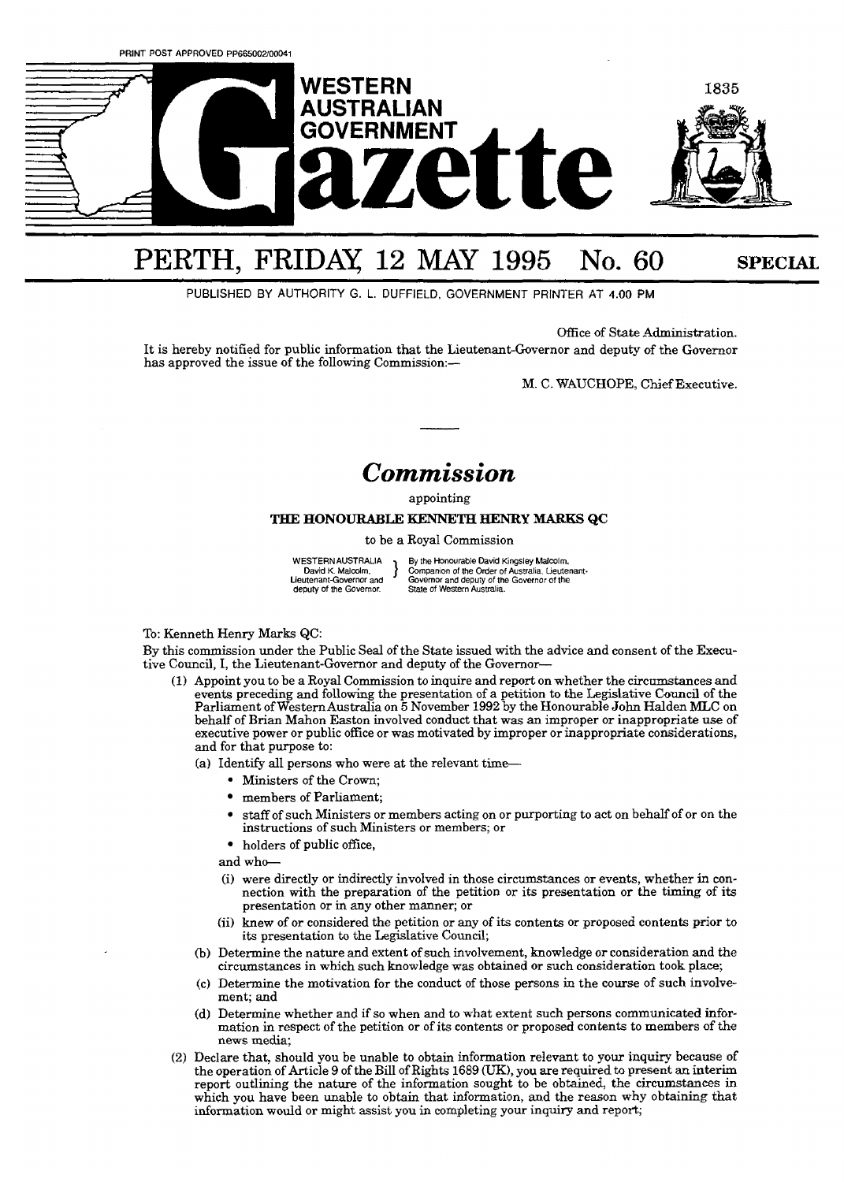PRINT POST APPROVED PP665002/00041

# WESTERN AUSTRALIAN GOVERNMENT Gazette

1835

## PERTH, FRIDAY, 12 MAY 1995 No. 60 SPECIAL

PUBLISHED BY AUTHORITY G. L. DUFFIELD, GOVERNMENT PRINTER AT 4.00 PM

Office of State Administration.

It is hereby notified for public information that the Lieutenant-Governor and deputy of the Governor has approved the issue of the following Commission:—

M. C. WAUCHOPE, Chief Executive.

---

## *Commission*

appointing

**THE HONOURABLE KENNETH HENRY MARKS QC**

to be a Royal Commission

WESTERN AUSTRALIA
David K. Malcolm,
Lieutenant-Governor and
deputy of the Governor.

By the Honourable David Kingsley Malcolm, Companion of the Order of Australia, Lieutenant-Governor and deputy of the Governor of the State of Western Australia.

To: Kenneth Henry Marks QC:

By this commission under the Public Seal of the State issued with the advice and consent of the Executive Council, I, the Lieutenant-Governor and deputy of the Governor—

(1) Appoint you to be a Royal Commission to inquire and report on whether the circumstances and events preceding and following the presentation of a petition to the Legislative Council of the Parliament of Western Australia on 5 November 1992 by the Honourable John Halden MLC on behalf of Brian Mahon Easton involved conduct that was an improper or inappropriate use of executive power or public office or was motivated by improper or inappropriate considerations, and for that purpose to:

   (a) Identify all persons who were at the relevant time—
   - Ministers of the Crown;
   - members of Parliament;
   - staff of such Ministers or members acting on or purporting to act on behalf of or on the instructions of such Ministers or members; or
   - holders of public office,

   and who—

   (i) were directly or indirectly involved in those circumstances or events, whether in connection with the preparation of the petition or its presentation or the timing of its presentation or in any other manner; or

   (ii) knew of or considered the petition or any of its contents or proposed contents prior to its presentation to the Legislative Council;

   (b) Determine the nature and extent of such involvement, knowledge or consideration and the circumstances in which such knowledge was obtained or such consideration took place;

   (c) Determine the motivation for the conduct of those persons in the course of such involvement; and

   (d) Determine whether and if so when and to what extent such persons communicated information in respect of the petition or of its contents or proposed contents to members of the news media;

(2) Declare that, should you be unable to obtain information relevant to your inquiry because of the operation of Article 9 of the Bill of Rights 1689 (UK), you are required to present an interim report outlining the nature of the information sought to be obtained, the circumstances in which you have been unable to obtain that information, and the reason why obtaining that information would or might assist you in completing your inquiry and report;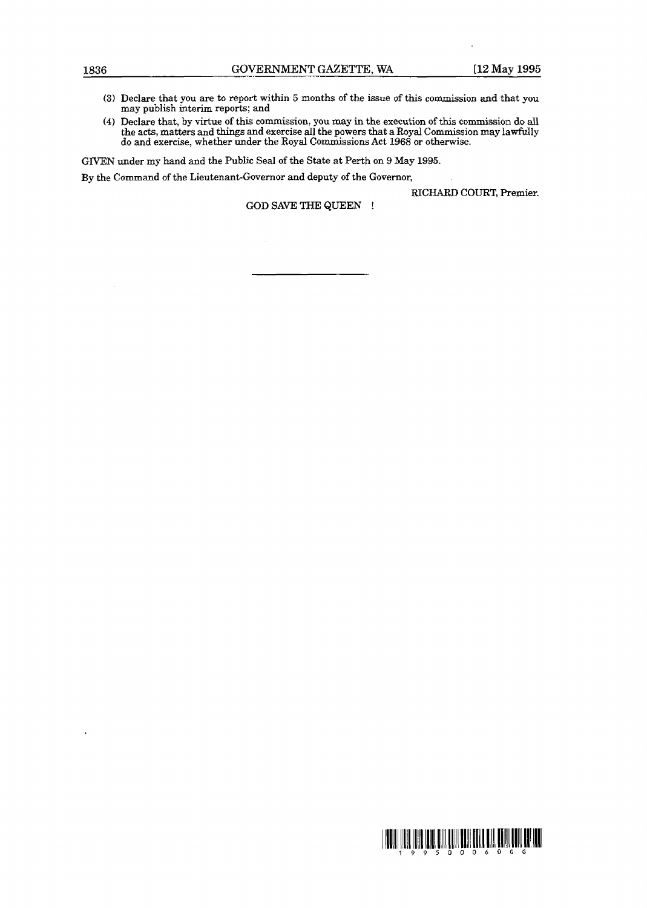(3) Declare that you are to report within 5 months of the issue of this commission and that you may publish interim reports; and

(4) Declare that, by virtue of this commission, you may in the execution of this commission do all the acts, matters and things and exercise all the powers that a Royal Commission may lawfully do and exercise, whether under the Royal Commissions Act 1968 or otherwise.

GIVEN under my hand and the Public Seal of the State at Perth on 9 May 1995.

By the Command of the Lieutenant-Governor and deputy of the Governor,

RICHARD COURT, Premier.

GOD SAVE THE QUEEN !